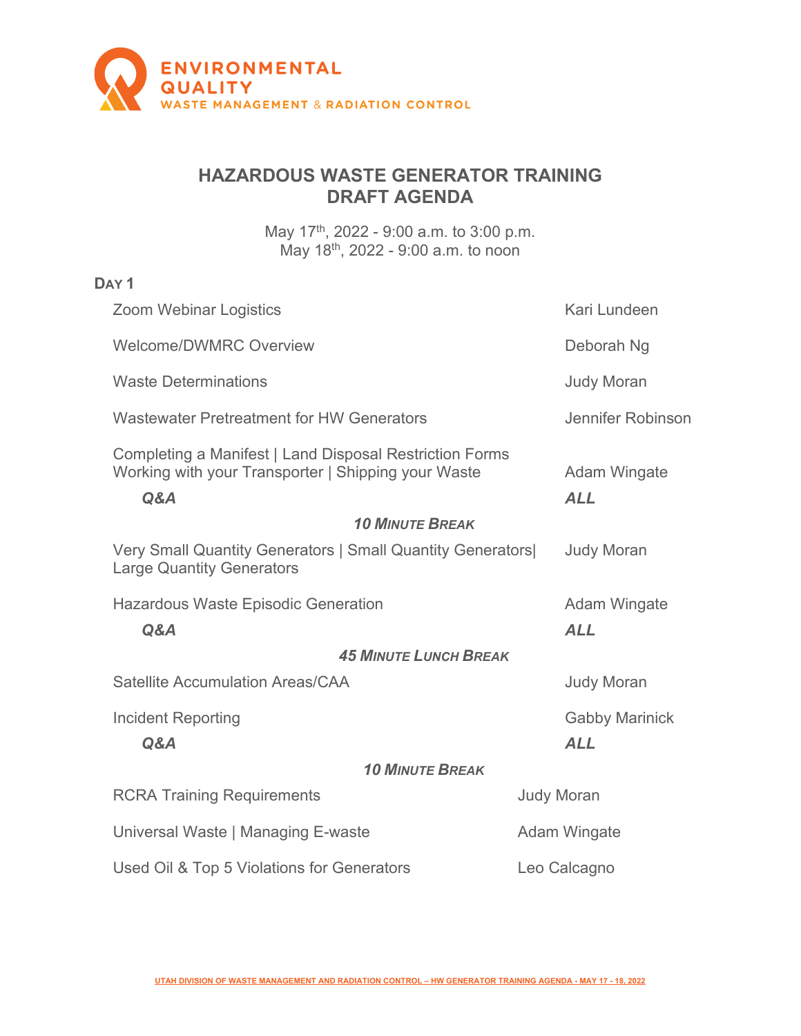ENVIRONMENTAL QUALITY
WASTE MANAGEMENT & RADIATION CONTROL

# HAZARDOUS WASTE GENERATOR TRAINING
# DRAFT AGENDA

May 17th, 2022 - 9:00 a.m. to 3:00 p.m.
May 18th, 2022 - 9:00 a.m. to noon

## DAY 1

| | |
|---|---|
| Zoom Webinar Logistics | Kari Lundeen |
| Welcome/DWMRC Overview | Deborah Ng |
| Waste Determinations | Judy Moran |
| Wastewater Pretreatment for HW Generators | Jennifer Robinson |
| Completing a Manifest \| Land Disposal Restriction Forms Working with your Transporter \| Shipping your Waste | Adam Wingate |
| ***Q&A*** | ***ALL*** |
| ***10 MINUTE BREAK*** | |
| Very Small Quantity Generators \| Small Quantity Generators\| Large Quantity Generators | Judy Moran |
| Hazardous Waste Episodic Generation | Adam Wingate |
| ***Q&A*** | ***ALL*** |
| ***45 MINUTE LUNCH BREAK*** | |
| Satellite Accumulation Areas/CAA | Judy Moran |
| Incident Reporting | Gabby Marinick |
| ***Q&A*** | ***ALL*** |
| ***10 MINUTE BREAK*** | |
| RCRA Training Requirements | Judy Moran |
| Universal Waste \| Managing E-waste | Adam Wingate |
| Used Oil & Top 5 Violations for Generators | Leo Calcagno |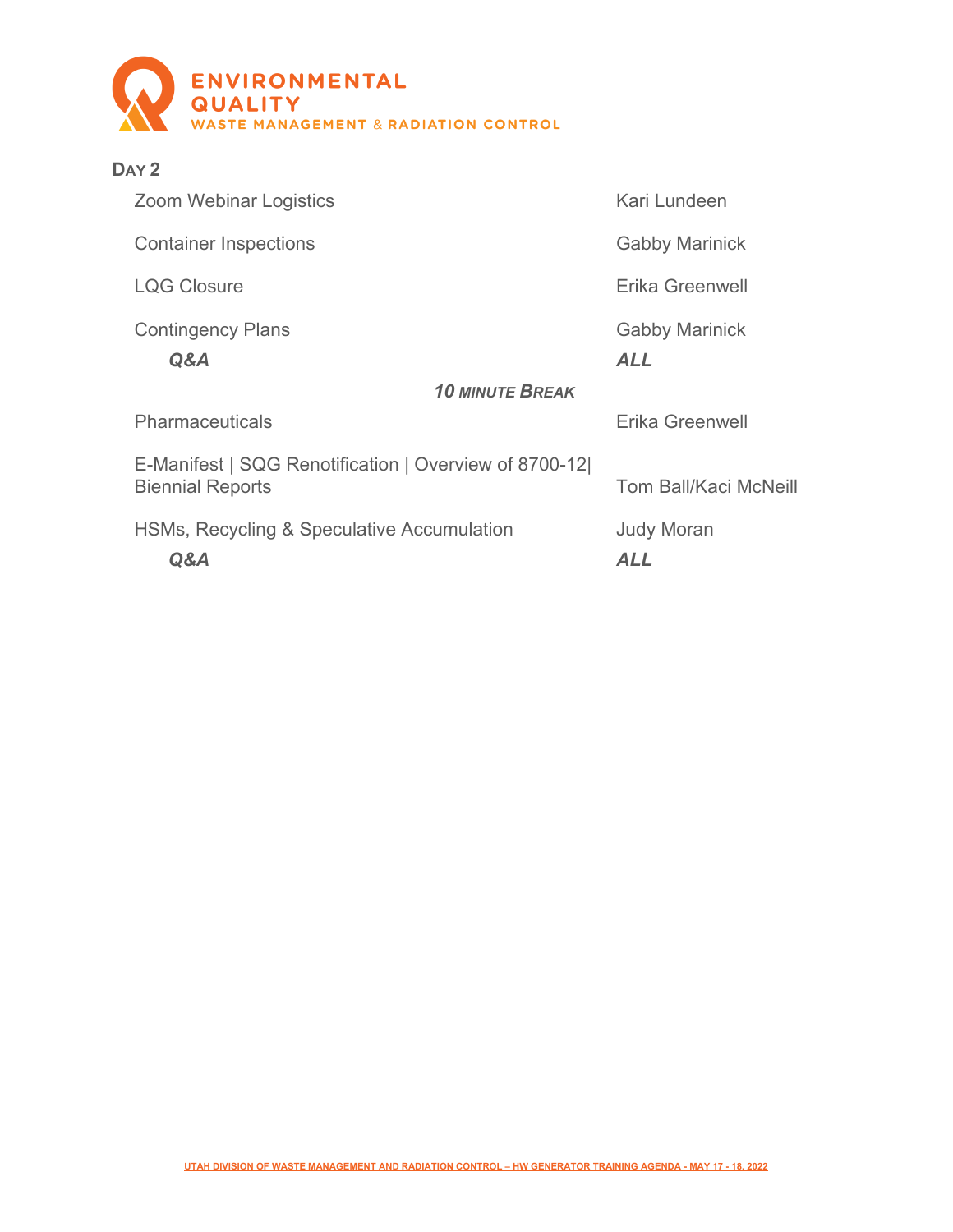ENVIRONMENTAL QUALITY
WASTE MANAGEMENT & RADIATION CONTROL

## DAY 2

| | |
|---|---|
| Zoom Webinar Logistics | Kari Lundeen |
| Container Inspections | Gabby Marinick |
| LQG Closure | Erika Greenwell |
| Contingency Plans | Gabby Marinick |
| ***Q&A*** | ***ALL*** |
| ***10 MINUTE BREAK*** | |
| Pharmaceuticals | Erika Greenwell |
| E-Manifest \| SQG Renotification \| Overview of 8700-12\| Biennial Reports | Tom Ball/Kaci McNeill |
| HSMs, Recycling & Speculative Accumulation | Judy Moran |
| ***Q&A*** | ***ALL*** |